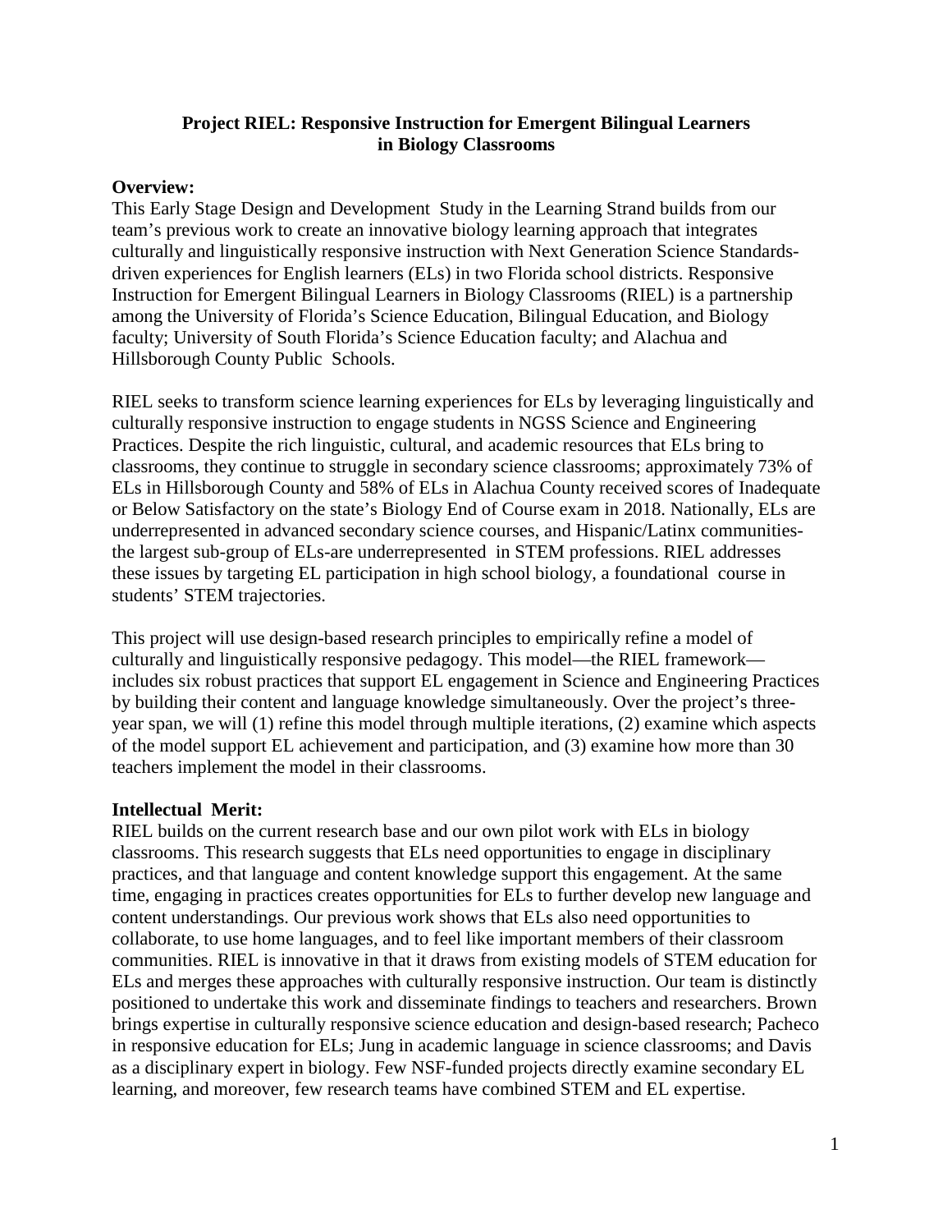**Project RIEL: Responsive Instruction for Emergent Bilingual Learners in Biology Classrooms**

**Overview:**

This Early Stage Design and Development Study in the Learning Strand builds from our team's previous work to create an innovative biology learning approach that integrates culturally and linguistically responsive instruction with Next Generation Science Standards-driven experiences for English learners (ELs) in two Florida school districts. Responsive Instruction for Emergent Bilingual Learners in Biology Classrooms (RIEL) is a partnership among the University of Florida's Science Education, Bilingual Education, and Biology faculty; University of South Florida's Science Education faculty; and Alachua and Hillsborough County Public Schools.

RIEL seeks to transform science learning experiences for ELs by leveraging linguistically and culturally responsive instruction to engage students in NGSS Science and Engineering Practices. Despite the rich linguistic, cultural, and academic resources that ELs bring to classrooms, they continue to struggle in secondary science classrooms; approximately 73% of ELs in Hillsborough County and 58% of ELs in Alachua County received scores of Inadequate or Below Satisfactory on the state's Biology End of Course exam in 2018. Nationally, ELs are underrepresented in advanced secondary science courses, and Hispanic/Latinx communities-the largest sub-group of ELs-are underrepresented in STEM professions. RIEL addresses these issues by targeting EL participation in high school biology, a foundational course in students' STEM trajectories.

This project will use design-based research principles to empirically refine a model of culturally and linguistically responsive pedagogy. This model—the RIEL framework—includes six robust practices that support EL engagement in Science and Engineering Practices by building their content and language knowledge simultaneously. Over the project's three-year span, we will (1) refine this model through multiple iterations, (2) examine which aspects of the model support EL achievement and participation, and (3) examine how more than 30 teachers implement the model in their classrooms.

**Intellectual Merit:**

RIEL builds on the current research base and our own pilot work with ELs in biology classrooms. This research suggests that ELs need opportunities to engage in disciplinary practices, and that language and content knowledge support this engagement. At the same time, engaging in practices creates opportunities for ELs to further develop new language and content understandings. Our previous work shows that ELs also need opportunities to collaborate, to use home languages, and to feel like important members of their classroom communities. RIEL is innovative in that it draws from existing models of STEM education for ELs and merges these approaches with culturally responsive instruction. Our team is distinctly positioned to undertake this work and disseminate findings to teachers and researchers. Brown brings expertise in culturally responsive science education and design-based research; Pacheco in responsive education for ELs; Jung in academic language in science classrooms; and Davis as a disciplinary expert in biology. Few NSF-funded projects directly examine secondary EL learning, and moreover, few research teams have combined STEM and EL expertise.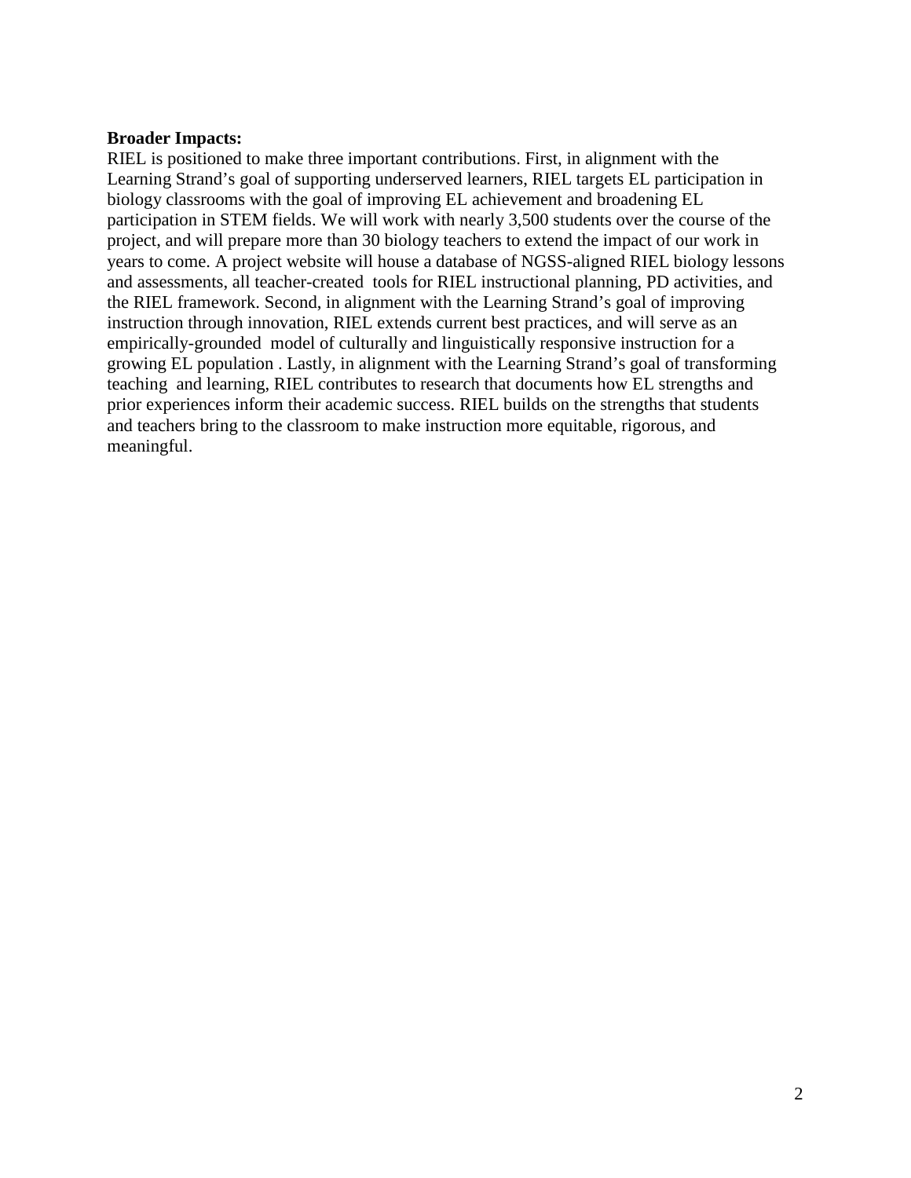**Broader Impacts:**

RIEL is positioned to make three important contributions. First, in alignment with the Learning Strand's goal of supporting underserved learners, RIEL targets EL participation in biology classrooms with the goal of improving EL achievement and broadening EL participation in STEM fields. We will work with nearly 3,500 students over the course of the project, and will prepare more than 30 biology teachers to extend the impact of our work in years to come. A project website will house a database of NGSS-aligned RIEL biology lessons and assessments, all teacher-created tools for RIEL instructional planning, PD activities, and the RIEL framework. Second, in alignment with the Learning Strand's goal of improving instruction through innovation, RIEL extends current best practices, and will serve as an empirically-grounded model of culturally and linguistically responsive instruction for a growing EL population . Lastly, in alignment with the Learning Strand's goal of transforming teaching and learning, RIEL contributes to research that documents how EL strengths and prior experiences inform their academic success. RIEL builds on the strengths that students and teachers bring to the classroom to make instruction more equitable, rigorous, and meaningful.